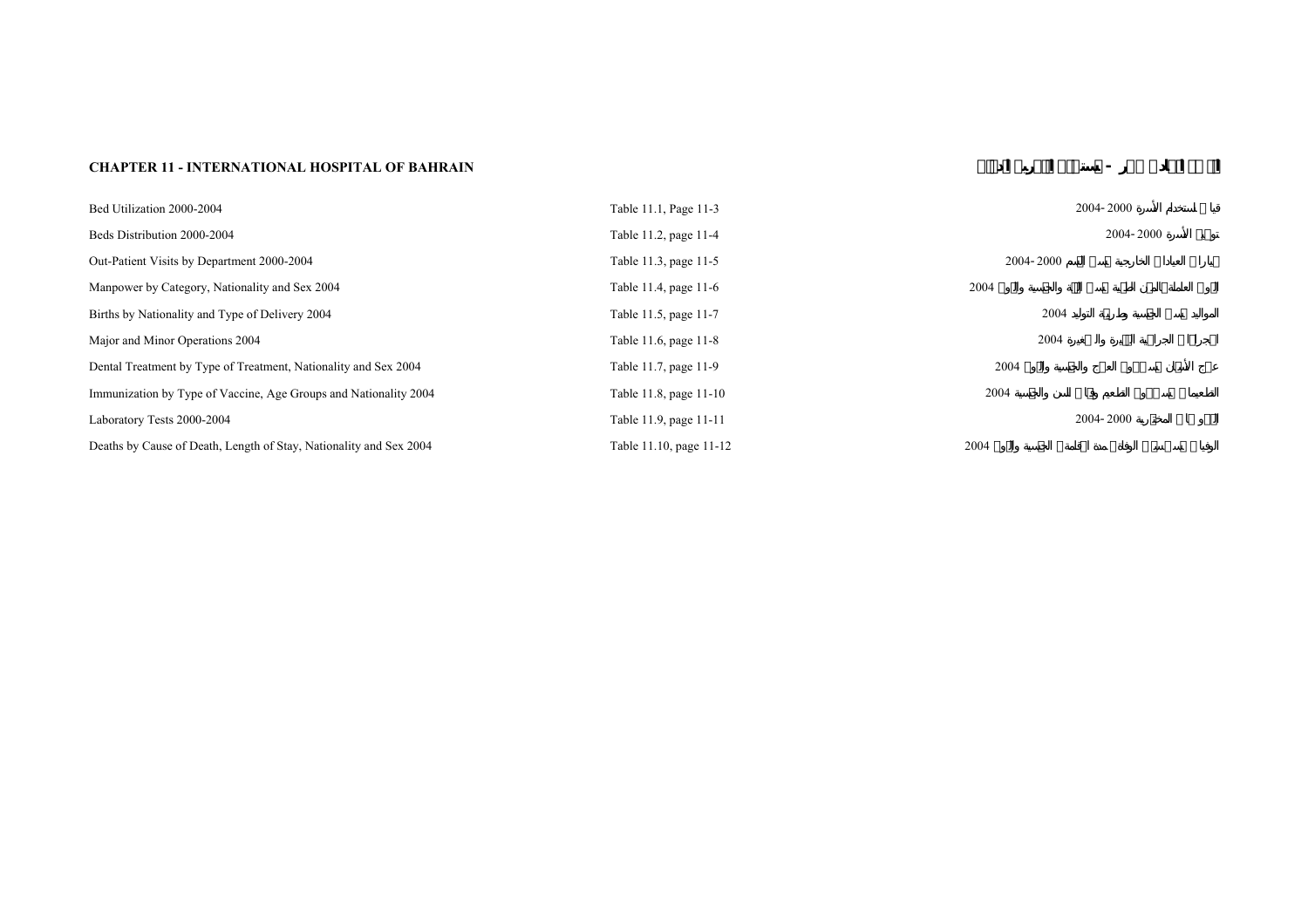## CHAPTER 11 - INTERNATIONAL HOSPITAL OF BAHRAIN

## الفصل الحادي عشر - مستشفى البحرين الدولي

| | | |
|---|---|---|
| Bed Utilization 2000-2004 | Table 11.1, Page 11-3 | قياس استخدام الأسرة 2000-2004 |
| Beds Distribution 2000-2004 | Table 11.2, page 11-4 | توزيع الأسرة 2000-2004 |
| Out-Patient Visits by Department 2000-2004 | Table 11.3, page 11-5 | زيارات العيادات الخارجية حسب القسم 2000-2004 |
| Manpower by Category, Nationality and Sex 2004 | Table 11.4, page 11-6 | القوى العاملة الطبية حسب الفئة والجنسية والنوع 2004 |
| Births by Nationality and Type of Delivery 2004 | Table 11.5, page 11-7 | المواليد حسب الجنسية وطريقة التوليد 2004 |
| Major and Minor Operations 2004 | Table 11.6, page 11-8 | العمليات الجراحية الكبيرة والصغيرة 2004 |
| Dental Treatment by Type of Treatment, Nationality and Sex 2004 | Table 11.7, page 11-9 | علاج الأسنان حسب نوع العلاج والجنسية والنوع 2004 |
| Immunization by Type of Vaccine, Age Groups and Nationality 2004 | Table 11.8, page 11-10 | التطعيمات حسب نوع التطعيم وفئات السن والجنسية 2004 |
| Laboratory Tests 2000-2004 | Table 11.9, page 11-11 | الفحوص المختبرية 2000-2004 |
| Deaths by Cause of Death, Length of Stay, Nationality and Sex 2004 | Table 11.10, page 11-12 | الوفيات حسب سبب الوفاة ومدة الإقامة والجنسية والنوع 2004 |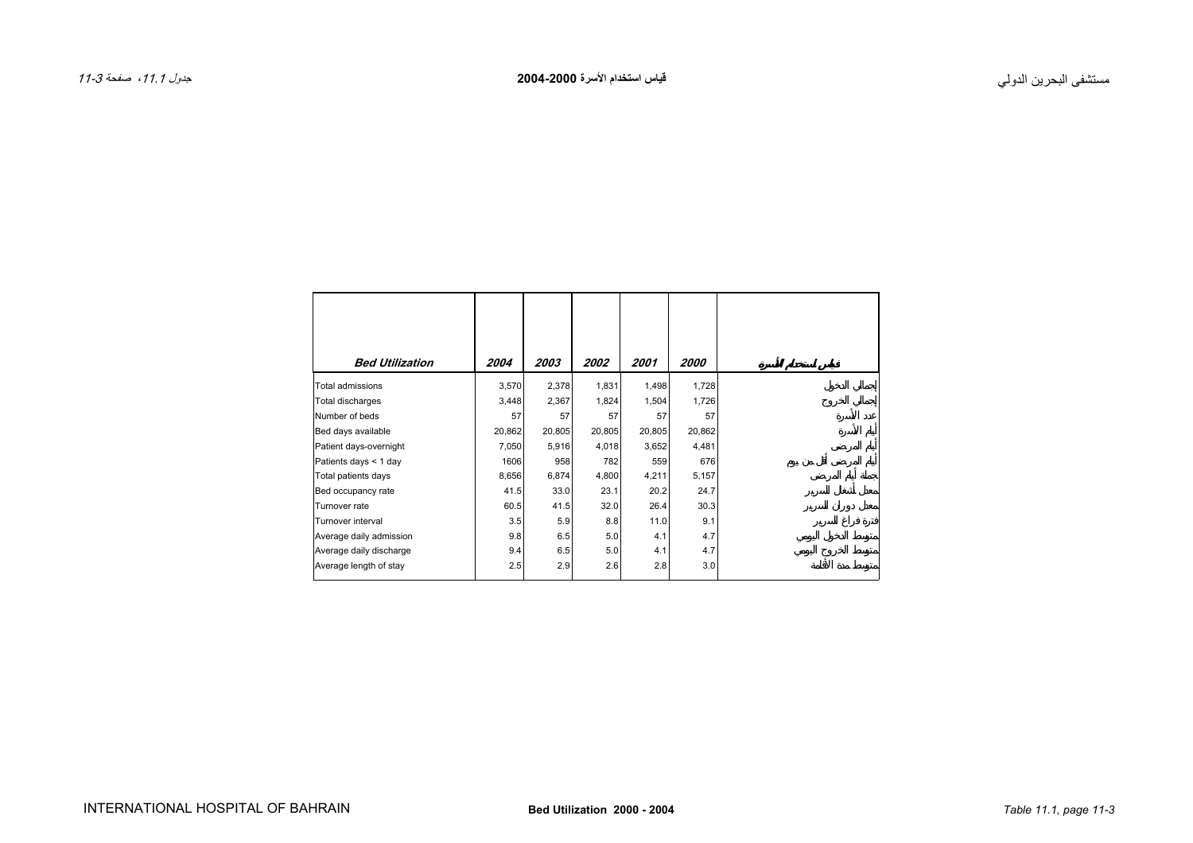| Bed Utilization | 2004 | 2003 | 2002 | 2001 | 2000 | قياس استخدام الأسرة |
|---|---|---|---|---|---|---|
| Total admissions | 3,570 | 2,378 | 1,831 | 1,498 | 1,728 | إجمالي الدخول |
| Total discharges | 3,448 | 2,367 | 1,824 | 1,504 | 1,726 | إجمالي الخروج |
| Number of beds | 57 | 57 | 57 | 57 | 57 | عدد الأسرة |
| Bed days available | 20,862 | 20,805 | 20,805 | 20,805 | 20,862 | أيام الأسرة |
| Patient days-overnight | 7,050 | 5,916 | 4,018 | 3,652 | 4,481 | أيام المرضى |
| Patients days < 1 day | 1606 | 958 | 782 | 559 | 676 | أيام المرضى أقل من يوم |
| Total patients days | 8,656 | 6,874 | 4,800 | 4,211 | 5,157 | جملة أيام المرضى |
| Bed occupancy rate | 41.5 | 33.0 | 23.1 | 20.2 | 24.7 | معدل أشغال السرير |
| Turnover rate | 60.5 | 41.5 | 32.0 | 26.4 | 30.3 | معدل دوران السرير |
| Turnover interval | 3.5 | 5.9 | 8.8 | 11.0 | 9.1 | فترة فراغ السرير |
| Average daily admission | 9.8 | 6.5 | 5.0 | 4.1 | 4.7 | متوسط الدخول اليومي |
| Average daily discharge | 9.4 | 6.5 | 5.0 | 4.1 | 4.7 | متوسط الخروج اليومي |
| Average length of stay | 2.5 | 2.9 | 2.6 | 2.8 | 3.0 | متوسط مدة الاقامة |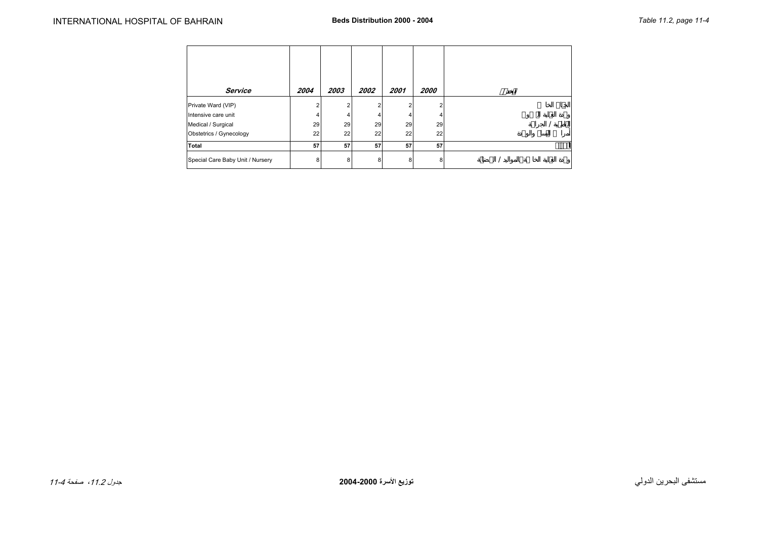# Beds Distribution 2000 - 2004

| Service | 2004 | 2003 | 2002 | 2001 | 2000 | الخدمة |
|---|---|---|---|---|---|---|
| Private Ward (VIP) | 2 | 2 | 2 | 2 | 2 | الجناح الخاص |
| Intensive care unit | 4 | 4 | 4 | 4 | 4 | وحدة العناية المركزة |
| Medical / Surgical | 29 | 29 | 29 | 29 | 29 | الباطنية / الجراحة |
| Obstetrics / Gynecology | 22 | 22 | 22 | 22 | 22 | أمراض النساء والولادة |
| **Total** | **57** | **57** | **57** | **57** | **57** | **المجموع** |
| Special Care Baby Unit / Nursery | 8 | 8 | 8 | 8 | 8 | وحدة العناية الخاصة بالمواليد / الحضانة |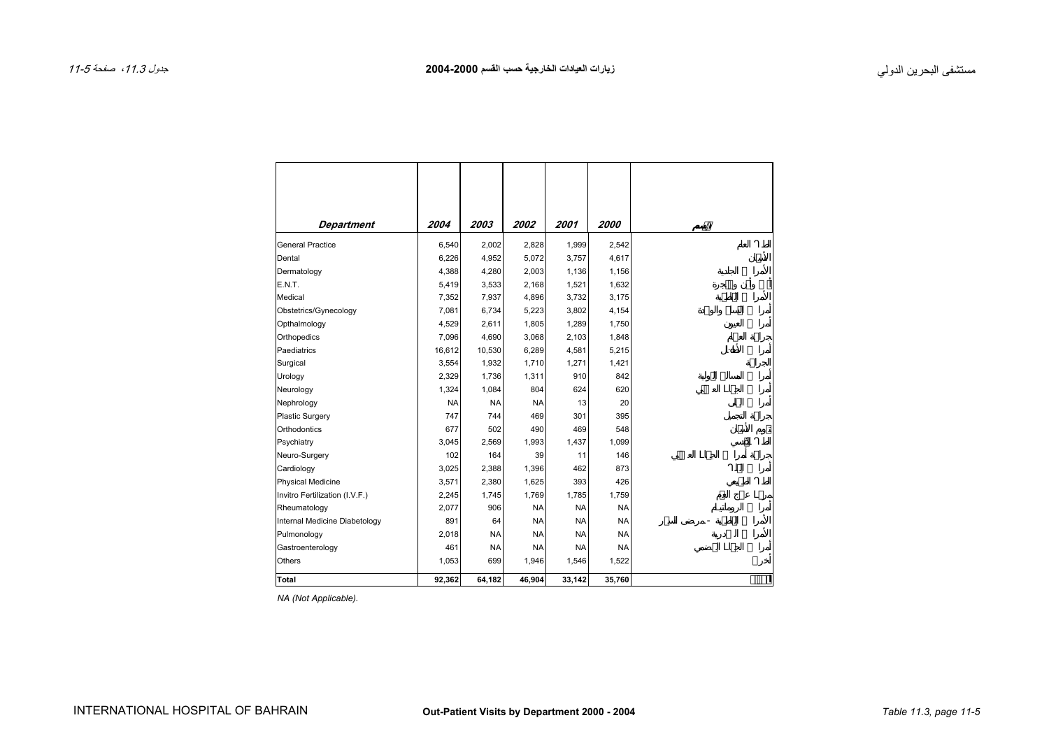# مستشفى البحرين الدولي

## زيارات العيادات الخارجية حسب القسم 2000-2004

## Out-Patient Visits by Department 2000 - 2004

| Department | 2004 | 2003 | 2002 | 2001 | 2000 | القسم |
|---|---|---|---|---|---|---|
| General Practice | 6,540 | 2,002 | 2,828 | 1,999 | 2,542 | الطب العام |
| Dental | 6,226 | 4,952 | 5,072 | 3,757 | 4,617 | الأسنان |
| Dermatology | 4,388 | 4,280 | 2,003 | 1,136 | 1,156 | الأمراض الجلدية |
| E.N.T. | 5,419 | 3,533 | 2,168 | 1,521 | 1,632 | أنف وأذن وحنجرة |
| Medical | 7,352 | 7,937 | 4,896 | 3,732 | 3,175 | الأمراض الباطنية |
| Obstetrics/Gynecology | 7,081 | 6,734 | 5,223 | 3,802 | 4,154 | أمراض النساء والولادة |
| Opthalmology | 4,529 | 2,611 | 1,805 | 1,289 | 1,750 | أمراض العيون |
| Orthopedics | 7,096 | 4,690 | 3,068 | 2,103 | 1,848 | جراحة العظام |
| Paediatrics | 16,612 | 10,530 | 6,289 | 4,581 | 5,215 | أمراض الأطفال |
| Surgical | 3,554 | 1,932 | 1,710 | 1,271 | 1,421 | الجراحة |
| Urology | 2,329 | 1,736 | 1,311 | 910 | 842 | أمراض المسالك البولية |
| Neurology | 1,324 | 1,084 | 804 | 624 | 620 | أمراض الجهاز العصبي |
| Nephrology | NA | NA | NA | 13 | 20 | أمراض الكلى |
| Plastic Surgery | 747 | 744 | 469 | 301 | 395 | جراحة التجميل |
| Orthodontics | 677 | 502 | 490 | 469 | 548 | تقويم الأسنان |
| Psychiatry | 3,045 | 2,569 | 1,993 | 1,437 | 1,099 | الطب النفسي |
| Neuro-Surgery | 102 | 164 | 39 | 11 | 146 | جراحة أمراض الجهاز العصبي |
| Cardiology | 3,025 | 2,388 | 1,396 | 462 | 873 | أمراض القلب |
| Physical Medicine | 3,571 | 2,380 | 1,625 | 393 | 426 | الطب الطبيعي |
| Invitro Fertilization (I.V.F.) | 2,245 | 1,745 | 1,769 | 1,785 | 1,759 | مركز علاج العقم |
| Rheumatology | 2,077 | 906 | NA | NA | NA | أمراض الروماتيزم |
| Internal Medicine Diabetology | 891 | 64 | NA | NA | NA | الأمراض الباطنية - مرض السكر |
| Pulmonology | 2,018 | NA | NA | NA | NA | الأمراض الصدرية |
| Gastroenterology | 461 | NA | NA | NA | NA | أمراض الجهاز الهضمي |
| Others | 1,053 | 699 | 1,946 | 1,546 | 1,522 | أخرى |
| **Total** | **92,362** | **64,182** | **46,904** | **33,142** | **35,760** | **المجموع** |

*NA (Not Applicable).*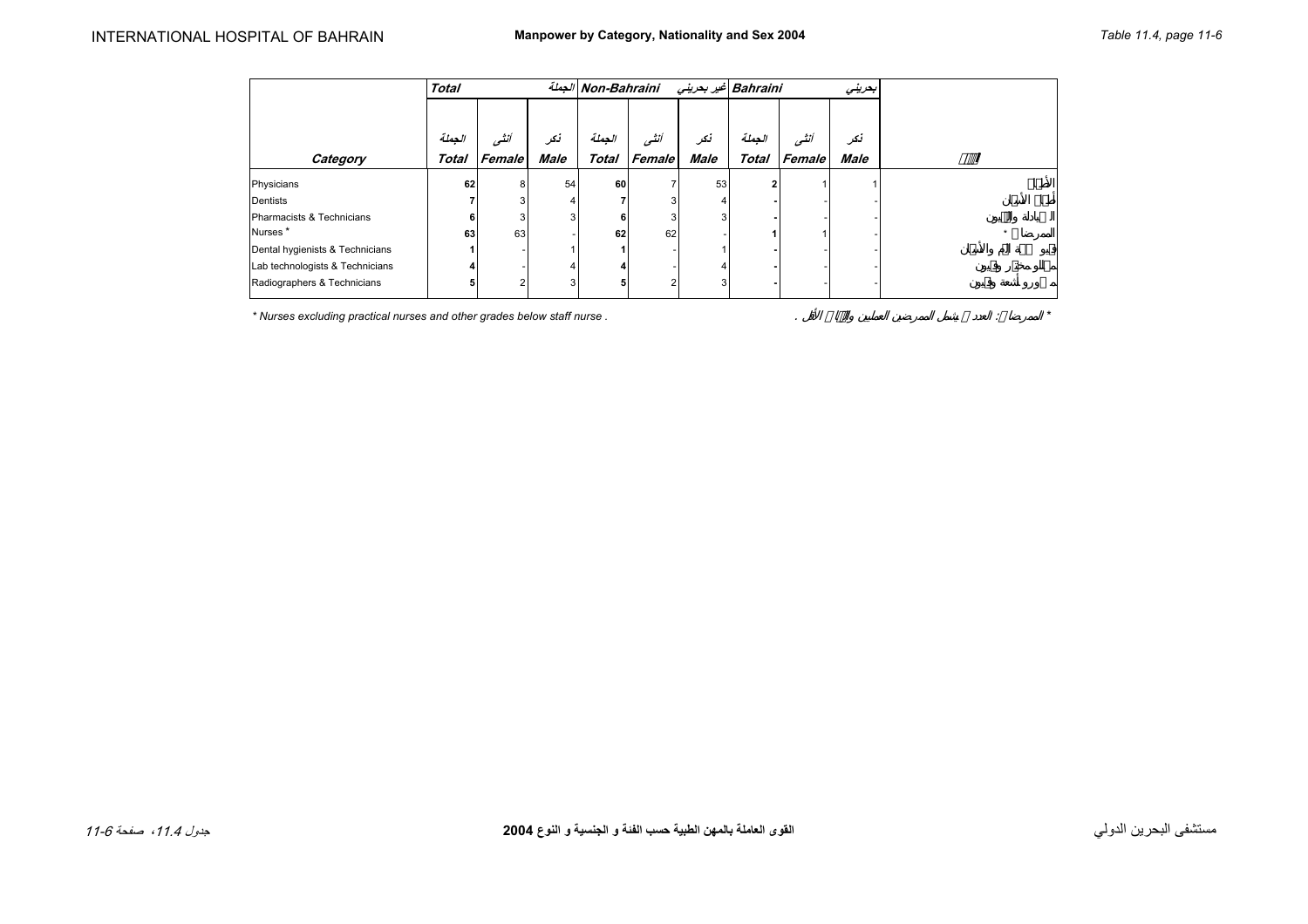# Manpower by Category, Nationality and Sex 2004

## القوى العاملة بالمهن الطبية حسب الفئة و الجنسية و النوع 2004

| Category | Total الجملة | | | Non-Bahraini غير بحريني | | | Bahraini بحريني | | | |
|---|---|---|---|---|---|---|---|---|---|---|
| | الجملة Total | أنثى Female | ذكر Male | الجملة Total | أنثى Female | ذكر Male | الجملة Total | أنثى Female | ذكر Male | |
| Physicians | **62** | 8 | 54 | **60** | 7 | 53 | **2** | 1 | 1 | الأطباء |
| Dentists | **7** | 3 | 4 | **7** | 3 | 4 | **-** | - | - | أطباء الأسنان |
| Pharmacists & Technicians | **6** | 3 | 3 | **6** | 3 | 3 | **-** | - | - | الصيادلة والفنيون |
| Nurses * | **63** | 63 | - | **62** | 62 | - | **1** | 1 | - | الممرضات * |
| Dental hygienists & Technicians | **1** | - | 1 | **1** | - | 1 | **-** | - | - | فنيو صحة الفم والأسنان |
| Lab technologists & Technicians | **4** | - | 4 | **4** | - | 4 | **-** | - | - | محللو مختبر وفنيون |
| Radiographers & Technicians | **5** | 2 | 3 | **5** | 2 | 3 | **-** | - | - | مصورو أشعة وفنيون |

* Nurses excluding practical nurses and other grades below staff nurse .

* الممرضات : العدد لا يشمل الممرضين العمليين والفئات الأقل .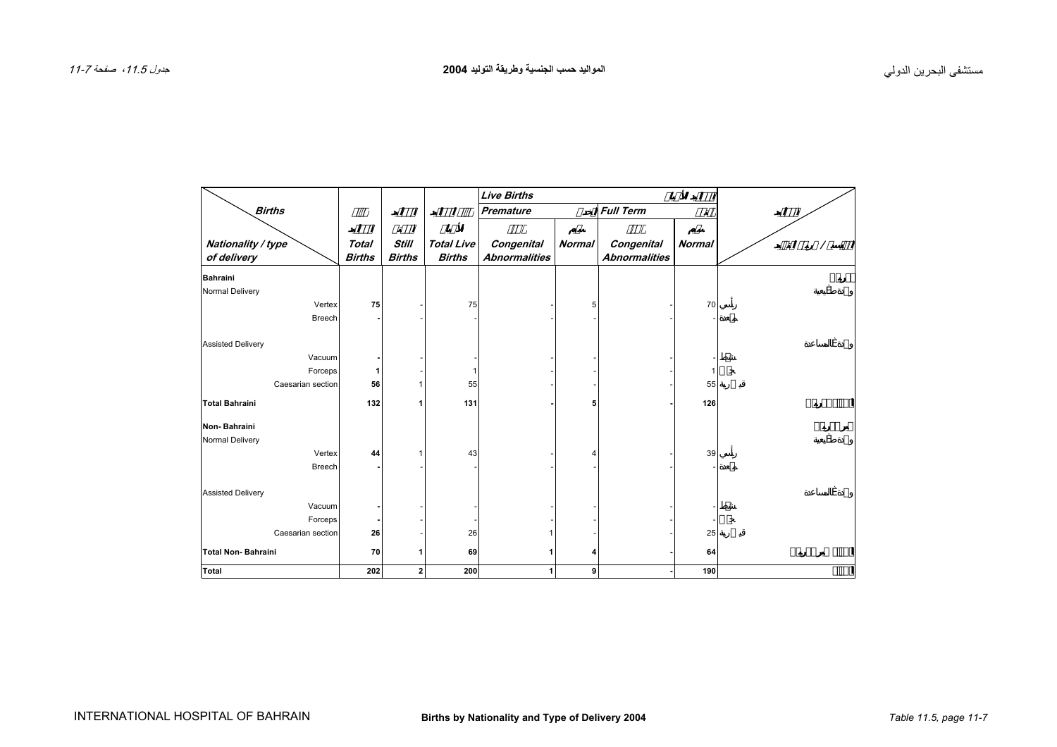# المواليد حسب الجنسية وطريقة التوليد 2004

| Births / Nationality / type of delivery | Total Births | Still Births | Total Live Births | Live Births — Premature: Congenital Abnormalities | Premature: Normal | Full Term: Congenital Abnormalities | Full Term: Normal | |
|---|---|---|---|---|---|---|---|---|
| **Bahraini** | | | | | | | | |
| Normal Delivery | | | | | | | | ولادة طبيعية |
| Vertex | **75** | - | 75 | - | 5 | - | 70 | رأسي |
| Breech | **-** | - | - | - | - | - | - | مقعدة |
| Assisted Delivery | | | | | | | | ولادة بالمساعدة |
| Vacuum | **-** | - | - | - | - | - | - | شفط |
| Forceps | **1** | - | 1 | - | - | - | 1 | جفت |
| Caesarian section | **56** | 1 | 55 | - | - | - | 55 | قيصرية |
| **Total Bahraini** | **132** | **1** | **131** | **-** | **5** | **-** | **126** | |
| **Non- Bahraini** | | | | | | | | |
| Normal Delivery | | | | | | | | ولادة طبيعية |
| Vertex | **44** | 1 | 43 | - | 4 | - | 39 | رأسي |
| Breech | **-** | - | - | - | - | - | - | مقعدة |
| Assisted Delivery | | | | | | | | ولادة بالمساعدة |
| Vacuum | **-** | - | - | - | - | - | - | شفط |
| Forceps | **-** | - | - | - | - | - | - | جفت |
| Caesarian section | **26** | - | 26 | 1 | - | - | 25 | قيصرية |
| **Total Non- Bahraini** | **70** | **1** | **69** | **1** | **4** | **-** | **64** | |
| **Total** | **202** | **2** | **200** | **1** | **9** | **-** | **190** | |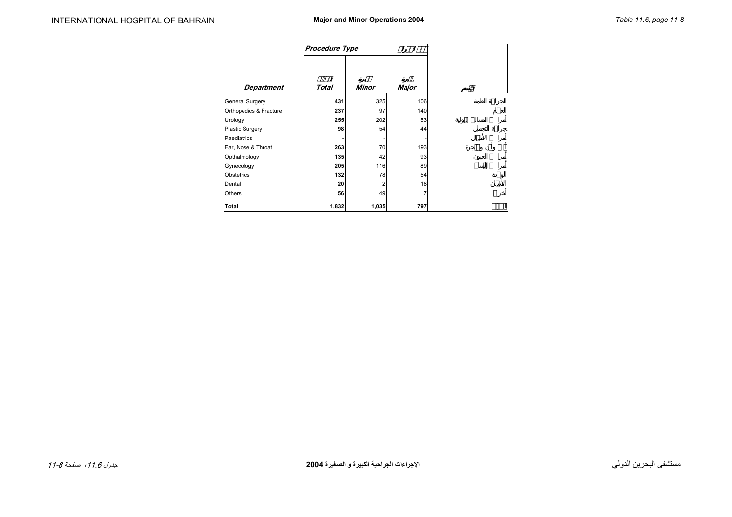# Major and Minor Operations 2004

| Department | Total | Minor | Major | |
|---|---|---|---|---|
| | Procedure Type | | | |
| General Surgery | 431 | 325 | 106 | الجراحة العامة |
| Orthopedics & Fracture | 237 | 97 | 140 | العظام |
| Urology | 255 | 202 | 53 | أمراض المسالك البولية |
| Plastic Surgery | 98 | 54 | 44 | جراحة التجميل |
| Paediatrics | - | - | - | أمراض الأطفال |
| Ear, Nose & Throat | 263 | 70 | 193 | الأنف والأذن والحنجرة |
| Opthalmology | 135 | 42 | 93 | أمراض العيون |
| Gynecology | 205 | 116 | 89 | أمراض النساء |
| Obstetrics | 132 | 78 | 54 | الولادة |
| Dental | 20 | 2 | 18 | الأسنان |
| Others | 56 | 49 | 7 | أخرى |
| **Total** | **1,832** | **1,035** | **797** | الجملة |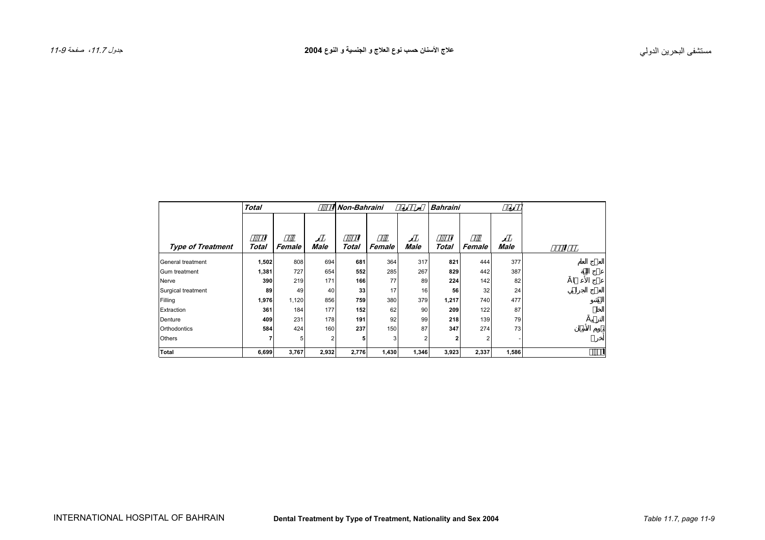مستشفى البحرين الدولي

## علاج الأسنان حسب نوع العلاج و الجنسية و النوع 2004

جدول 11.7، صفحة 11-9

| | Total | | | Non-Bahraini | | | Bahraini | | | |
|---|---|---|---|---|---|---|---|---|---|---|
| **Type of Treatment** | **Total** | **Female** | **Male** | **Total** | **Female** | **Male** | **Total** | **Female** | **Male** | |
| General treatment | **1,502** | 808 | 694 | **681** | 364 | 317 | **821** | 444 | 377 | العلاج العام |
| Gum treatment | **1,381** | 727 | 654 | **552** | 285 | 267 | **829** | 442 | 387 | علاج اللثة |
| Nerve | **390** | 219 | 171 | **166** | 77 | 89 | **224** | 142 | 82 | علاج الأعصاب |
| Surgical treatment | **89** | 49 | 40 | **33** | 17 | 16 | **56** | 32 | 24 | العلاج الجراحي |
| Filling | **1,976** | 1,120 | 856 | **759** | 380 | 379 | **1,217** | 740 | 477 | الحشو |
| Extraction | **361** | 184 | 177 | **152** | 62 | 90 | **209** | 122 | 87 | الخلع |
| Denture | **409** | 231 | 178 | **191** | 92 | 99 | **218** | 139 | 79 | التركيب |
| Orthodontics | **584** | 424 | 160 | **237** | 150 | 87 | **347** | 274 | 73 | تقويم الأسنان |
| Others | **7** | 5 | 2 | **5** | 3 | 2 | **2** | 2 | - | أخرى |
| **Total** | **6,699** | **3,767** | **2,932** | **2,776** | **1,430** | **1,346** | **3,923** | **2,337** | **1,586** | |

INTERNATIONAL HOSPITAL OF BAHRAIN

**Dental Treatment by Type of Treatment, Nationality and Sex 2004**

*Table 11.7, page 11-9*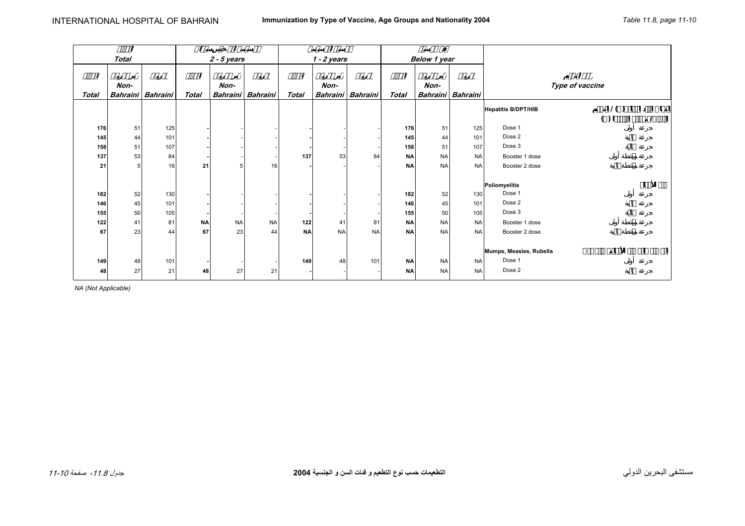# Immunization by Type of Vaccine, Age Groups and Nationality 2004

Table 11.8

| Total | | | 2 - 5 years | | | 1 - 2 years | | | Below 1 year | | | Type of vaccine |
|---|---|---|---|---|---|---|---|---|---|---|---|---|
| Total | Non-Bahraini | Bahraini | Total | Non-Bahraini | Bahraini | Total | Non-Bahraini | Bahraini | Total | Non-Bahraini | Bahraini | |
| | | | | | | | | | | | | **Hepatitis B/DPT/HIB** |
| 176 | 51 | 125 | - | - | - | - | - | - | 176 | 51 | 125 | Dose 1 |
| 145 | 44 | 101 | - | - | - | - | - | - | 145 | 44 | 101 | Dose 2 |
| 158 | 51 | 107 | - | - | - | - | - | - | 158 | 51 | 107 | Dose 3 |
| 137 | 53 | 84 | - | - | - | 137 | 53 | 84 | NA | NA | NA | Booster 1 dose |
| 21 | 5 | 16 | 21 | 5 | 16 | - | - | - | NA | NA | NA | Booster 2 dose |
| | | | | | | | | | | | | **Poliomyelitis** |
| 182 | 52 | 130 | - | - | - | - | - | - | 182 | 52 | 130 | Dose 1 |
| 146 | 45 | 101 | - | - | - | - | - | - | 146 | 45 | 101 | Dose 2 |
| 155 | 50 | 105 | - | - | - | - | - | - | 155 | 50 | 105 | Dose 3 |
| 122 | 41 | 81 | NA | NA | NA | 122 | 41 | 81 | NA | NA | NA | Booster 1 dose |
| 67 | 23 | 44 | 67 | 23 | 44 | NA | NA | NA | NA | NA | NA | Booster 2 dose |
| | | | | | | | | | | | | **Mumps, Measles, Rubella** |
| 149 | 48 | 101 | - | - | - | 149 | 48 | 101 | NA | NA | NA | Dose 1 |
| 48 | 27 | 21 | 48 | 27 | 21 | - | - | - | NA | NA | NA | Dose 2 |

*NA (Not Applicable)*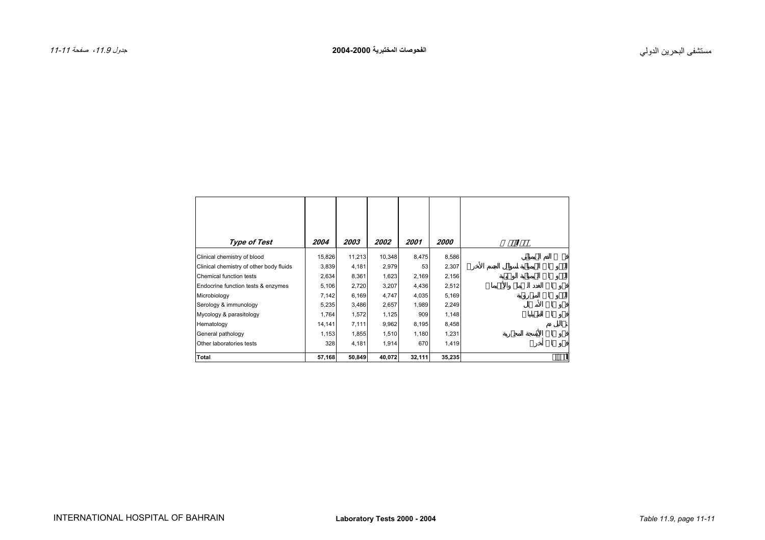# الفحوصات المختبرية 2000-2004

# Laboratory Tests 2000 - 2004

| Type of Test | 2004 | 2003 | 2002 | 2001 | 2000 | نوع الفحص |
|---|---|---|---|---|---|---|
| Clinical chemistry of blood | 15,826 | 11,213 | 10,348 | 8,475 | 8,586 | فحوص الدم الكيميائي |
| Clinical chemistry of other body fluids | 3,839 | 4,181 | 2,979 | 53 | 2,307 | الفحوص الكيميائية لسوائل الجسم الأخرى |
| Chemical function tests | 2,634 | 8,361 | 1,623 | 2,169 | 2,156 | الفحوص الكيميائية الوظيفية |
| Endocrine function tests & enzymes | 5,106 | 2,720 | 3,207 | 4,436 | 2,512 | فحوص الغدد الصماء والأنزيمات |
| Microbiology | 7,142 | 6,169 | 4,747 | 4,035 | 5,169 | الفحوص الميكروبية |
| Serology & immunology | 5,235 | 3,486 | 2,657 | 1,989 | 2,249 | فحوص الأمصال |
| Mycology & parasitology | 1,764 | 1,572 | 1,125 | 909 | 1,148 | فحوص الطفيليات |
| Hematology | 14,141 | 7,111 | 9,962 | 8,195 | 8,458 | تحليل الدم |
| General pathology | 1,153 | 1,855 | 1,510 | 1,180 | 1,231 | فحوص الأنسجة المجهرية |
| Other laboratories tests | 328 | 4,181 | 1,914 | 670 | 1,419 | فحوص أخرى |
| **Total** | **57,168** | **50,849** | **40,072** | **32,111** | **35,235** | **المجموع** |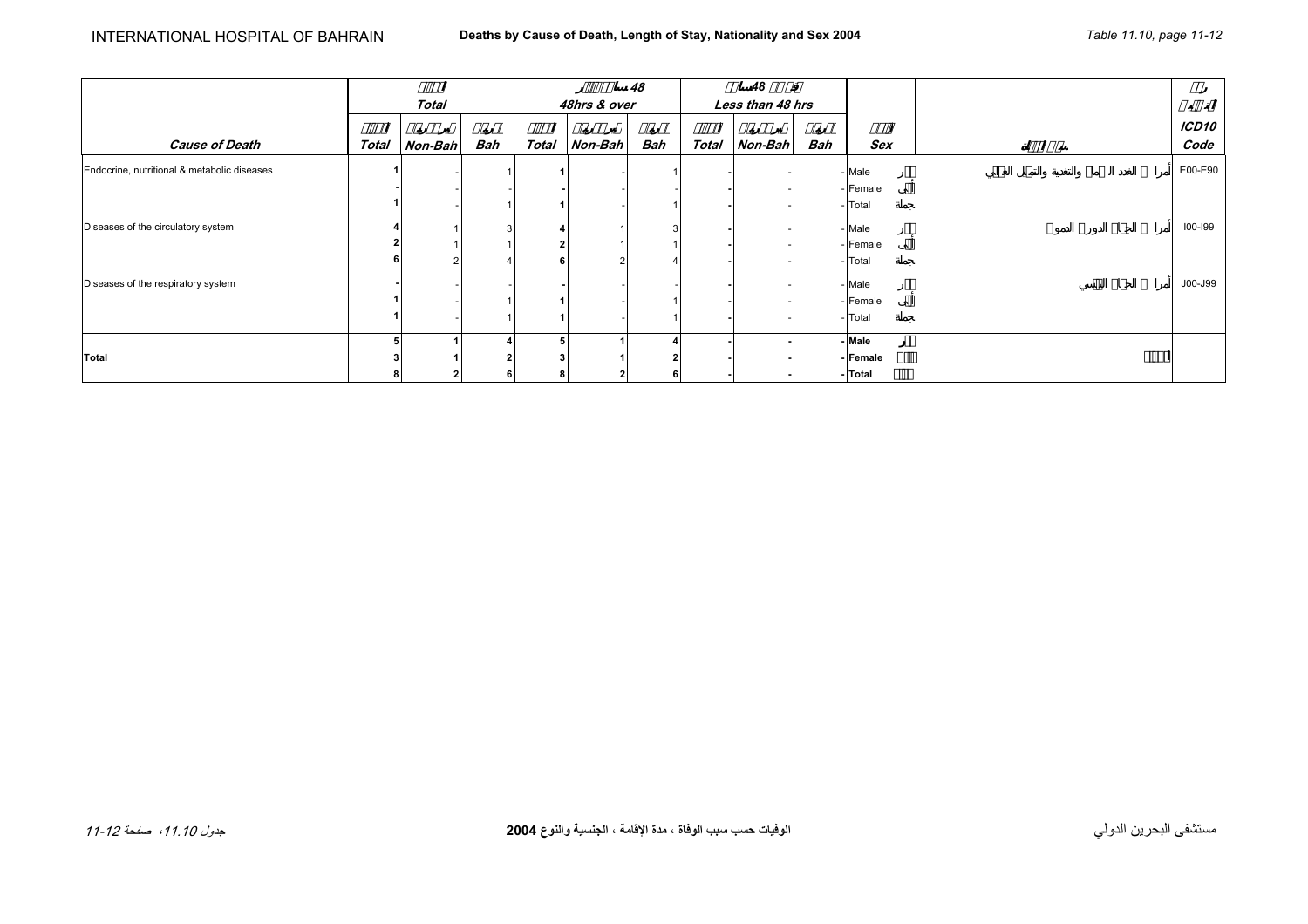# INTERNATIONAL HOSPITAL OF BAHRAIN

## Deaths by Cause of Death, Length of Stay, Nationality and Sex 2004

*Table 11.10, page 11-12*

| | Total | | | 48hrs & over | | | Less than 48 hrs | | | | | |
|---|---|---|---|---|---|---|---|---|---|---|---|---|
| **Cause of Death** | **Total** | **Non-Bah** | **Bah** | **Total** | **Non-Bah** | **Bah** | **Total** | **Non-Bah** | **Bah** | **Sex** | | **ICD10 Code** |
| Endocrine, nutritional & metabolic diseases | 1 | - | 1 | 1 | - | 1 | - | - | - | Male | أمراض الغدد الصماء والتغذية والتمثيل الغذائي | E00-E90 |
| | - | - | - | - | - | - | - | - | - | Female | | |
| | 1 | - | 1 | 1 | - | 1 | - | - | - | Total | | |
| Diseases of the circulatory system | 4 | 1 | 3 | 4 | 1 | 3 | - | - | - | Male | أمراض الجهاز الدوري الدموي | I00-I99 |
| | 2 | 1 | 1 | 2 | 1 | 1 | - | - | - | Female | | |
| | 6 | 2 | 4 | 6 | 2 | 4 | - | - | - | Total | | |
| Diseases of the respiratory system | - | - | - | - | - | - | - | - | - | Male | أمراض الجهاز التنفسي | J00-J99 |
| | 1 | - | 1 | 1 | - | 1 | - | - | - | Female | | |
| | 1 | - | 1 | 1 | - | 1 | - | - | - | Total | | |
| **Total** | 5 | 1 | 4 | 5 | 1 | 4 | - | - | - | **Male** | | |
| | 3 | 1 | 2 | 3 | 1 | 2 | - | - | - | **Female** | | |
| | 8 | 2 | 6 | 8 | 2 | 6 | - | - | - | **Total** | | |

مستشفى البحرين الدولي — الوفيات حسب سبب الوفاة ، مدة الإقامة ، الجنسية والنوع 2004 — جدول 11.10، صفحة 11-12